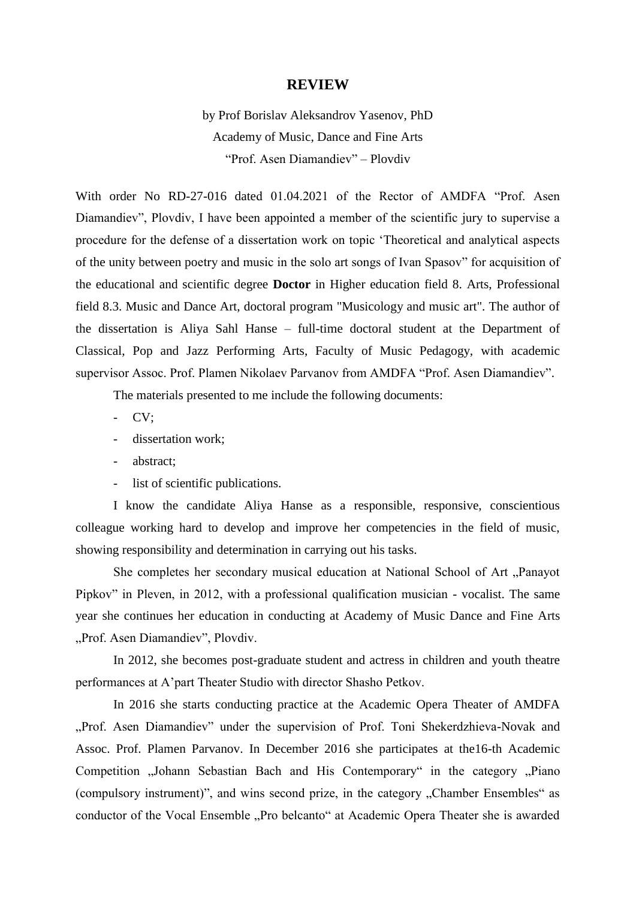# REVIEW

by Prof Borislav Aleksandrov Yasenov, PhD
Academy of Music, Dance and Fine Arts
"Prof. Asen Diamandiev" – Plovdiv

With order No RD-27-016 dated 01.04.2021 of the Rector of AMDFA "Prof. Asen Diamandiev", Plovdiv, I have been appointed a member of the scientific jury to supervise a procedure for the defense of a dissertation work on topic 'Theoretical and analytical aspects of the unity between poetry and music in the solo art songs of Ivan Spasov" for acquisition of the educational and scientific degree **Doctor** in Higher education field 8. Arts, Professional field 8.3. Music and Dance Art, doctoral program "Musicology and music art". The author of the dissertation is Aliya Sahl Hanse – full-time doctoral student at the Department of Classical, Pop and Jazz Performing Arts, Faculty of Music Pedagogy, with academic supervisor Assoc. Prof. Plamen Nikolaev Parvanov from AMDFA "Prof. Asen Diamandiev".

The materials presented to me include the following documents:

- CV;
- dissertation work;
- abstract;
- list of scientific publications.

I know the candidate Aliya Hanse as a responsible, responsive, conscientious colleague working hard to develop and improve her competencies in the field of music, showing responsibility and determination in carrying out his tasks.

She completes her secondary musical education at National School of Art „Panayot Pipkov" in Pleven, in 2012, with a professional qualification musician - vocalist. The same year she continues her education in conducting at Academy of Music Dance and Fine Arts „Prof. Asen Diamandiev", Plovdiv.

In 2012, she becomes post-graduate student and actress in children and youth theatre performances at A'part Theater Studio with director Shasho Petkov.

In 2016 she starts conducting practice at the Academic Opera Theater of AMDFA „Prof. Asen Diamandiev" under the supervision of Prof. Toni Shekerdzhieva-Novak and Assoc. Prof. Plamen Parvanov. In December 2016 she participates at the16-th Academic Competition „Johann Sebastian Bach and His Contemporary" in the category „Piano (compulsory instrument)", and wins second prize, in the category „Chamber Ensembles" as conductor of the Vocal Ensemble „Pro belcanto" at Academic Opera Theater she is awarded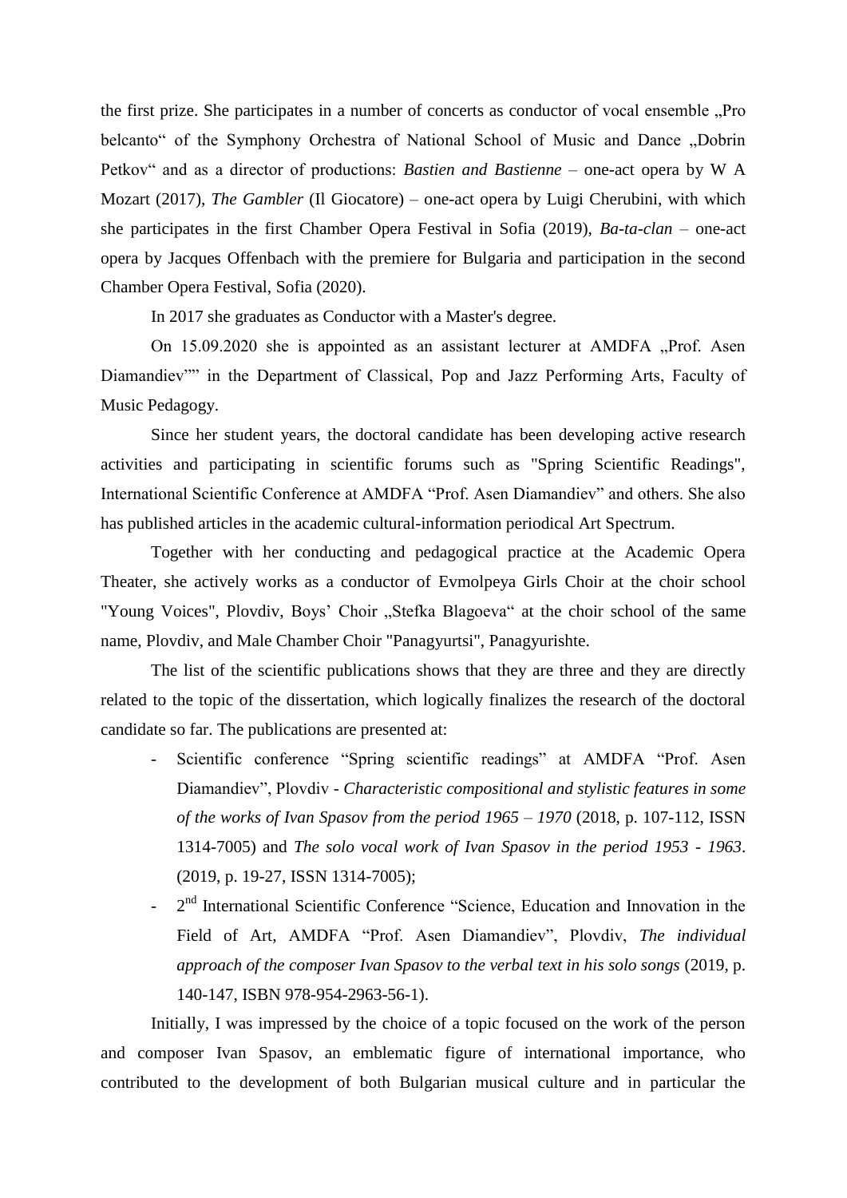the first prize. She participates in a number of concerts as conductor of vocal ensemble „Pro belcanto" of the Symphony Orchestra of National School of Music and Dance „Dobrin Petkov" and as a director of productions: *Bastien and Bastienne* – one-act opera by W A Mozart (2017), *The Gambler* (Il Giocatore) – one-act opera by Luigi Cherubini, with which she participates in the first Chamber Opera Festival in Sofia (2019), *Ba-ta-clan* – one-act opera by Jacques Offenbach with the premiere for Bulgaria and participation in the second Chamber Opera Festival, Sofia (2020).

In 2017 she graduates as Conductor with a Master's degree.

On 15.09.2020 she is appointed as an assistant lecturer at AMDFA „Prof. Asen Diamandiev"" in the Department of Classical, Pop and Jazz Performing Arts, Faculty of Music Pedagogy.

Since her student years, the doctoral candidate has been developing active research activities and participating in scientific forums such as "Spring Scientific Readings", International Scientific Conference at AMDFA "Prof. Asen Diamandiev" and others. She also has published articles in the academic cultural-information periodical Art Spectrum.

Together with her conducting and pedagogical practice at the Academic Opera Theater, she actively works as a conductor of Evmolpeya Girls Choir at the choir school "Young Voices", Plovdiv, Boys' Choir „Stefka Blagoeva" at the choir school of the same name, Plovdiv, and Male Chamber Choir "Panagyurtsi", Panagyurishte.

The list of the scientific publications shows that they are three and they are directly related to the topic of the dissertation, which logically finalizes the research of the doctoral candidate so far. The publications are presented at:

- Scientific conference "Spring scientific readings" at AMDFA "Prof. Asen Diamandiev", Plovdiv - *Characteristic compositional and stylistic features in some of the works of Ivan Spasov from the period 1965 – 1970* (2018, p. 107-112, ISSN 1314-7005) and *The solo vocal work of Ivan Spasov in the period 1953 - 1963*. (2019, p. 19-27, ISSN 1314-7005);
- 2nd International Scientific Conference "Science, Education and Innovation in the Field of Art, AMDFA "Prof. Asen Diamandiev", Plovdiv, *The individual approach of the composer Ivan Spasov to the verbal text in his solo songs* (2019, p. 140-147, ISBN 978-954-2963-56-1).

Initially, I was impressed by the choice of a topic focused on the work of the person and composer Ivan Spasov, an emblematic figure of international importance, who contributed to the development of both Bulgarian musical culture and in particular the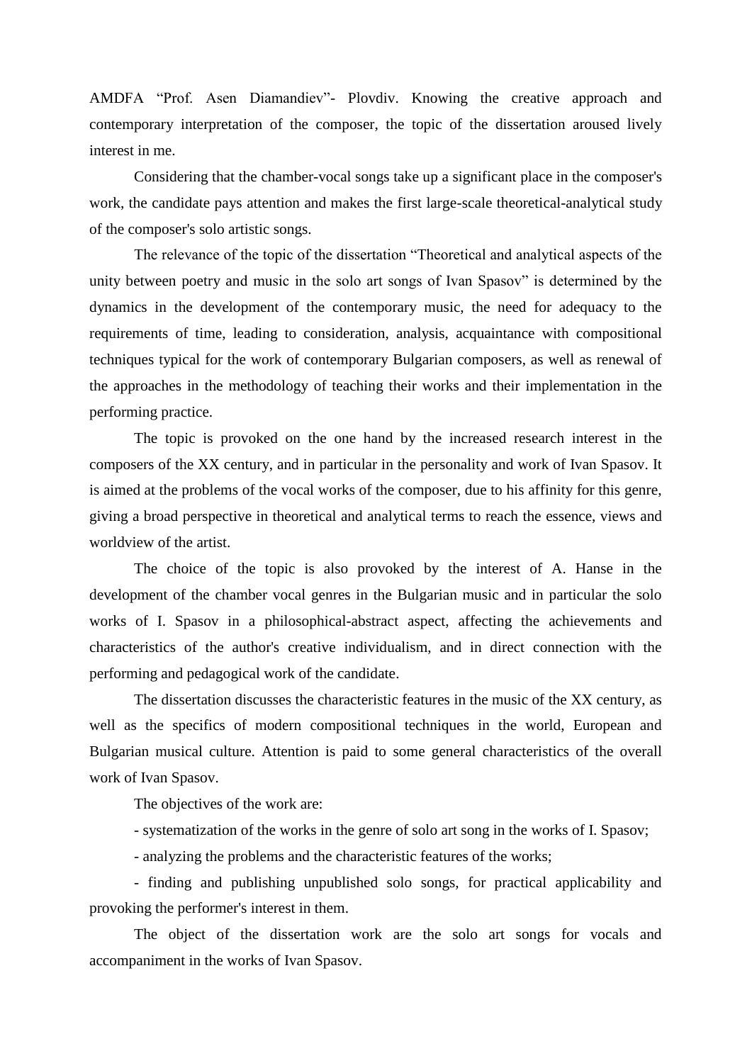AMDFA “Prof. Asen Diamandiev”- Plovdiv. Knowing the creative approach and contemporary interpretation of the composer, the topic of the dissertation aroused lively interest in me.

Considering that the chamber-vocal songs take up a significant place in the composer's work, the candidate pays attention and makes the first large-scale theoretical-analytical study of the composer's solo artistic songs.

The relevance of the topic of the dissertation “Theoretical and analytical aspects of the unity between poetry and music in the solo art songs of Ivan Spasov” is determined by the dynamics in the development of the contemporary music, the need for adequacy to the requirements of time, leading to consideration, analysis, acquaintance with compositional techniques typical for the work of contemporary Bulgarian composers, as well as renewal of the approaches in the methodology of teaching their works and their implementation in the performing practice.

The topic is provoked on the one hand by the increased research interest in the composers of the XX century, and in particular in the personality and work of Ivan Spasov. It is aimed at the problems of the vocal works of the composer, due to his affinity for this genre, giving a broad perspective in theoretical and analytical terms to reach the essence, views and worldview of the artist.

The choice of the topic is also provoked by the interest of A. Hanse in the development of the chamber vocal genres in the Bulgarian music and in particular the solo works of I. Spasov in a philosophical-abstract aspect, affecting the achievements and characteristics of the author's creative individualism, and in direct connection with the performing and pedagogical work of the candidate.

The dissertation discusses the characteristic features in the music of the XX century, as well as the specifics of modern compositional techniques in the world, European and Bulgarian musical culture. Attention is paid to some general characteristics of the overall work of Ivan Spasov.

The objectives of the work are:

- systematization of the works in the genre of solo art song in the works of I. Spasov;
- analyzing the problems and the characteristic features of the works;
- finding and publishing unpublished solo songs, for practical applicability and provoking the performer's interest in them.

The object of the dissertation work are the solo art songs for vocals and accompaniment in the works of Ivan Spasov.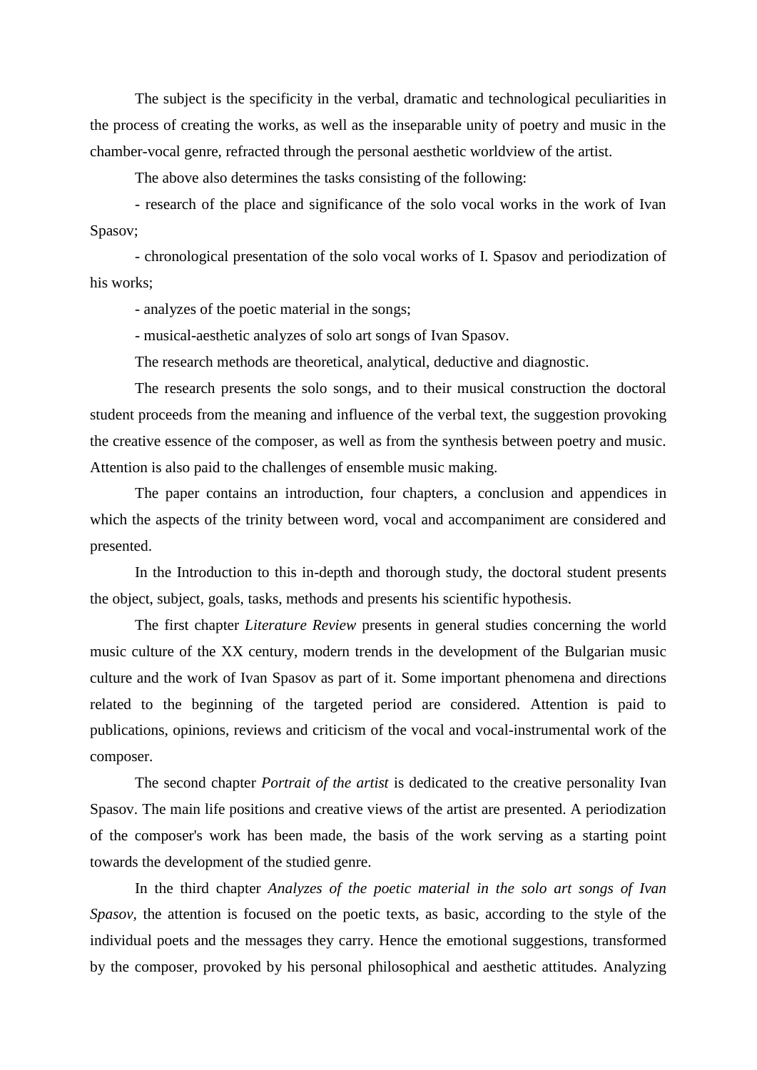The subject is the specificity in the verbal, dramatic and technological peculiarities in the process of creating the works, as well as the inseparable unity of poetry and music in the chamber-vocal genre, refracted through the personal aesthetic worldview of the artist.

The above also determines the tasks consisting of the following:

- research of the place and significance of the solo vocal works in the work of Ivan Spasov;
- chronological presentation of the solo vocal works of I. Spasov and periodization of his works;
- analyzes of the poetic material in the songs;
- musical-aesthetic analyzes of solo art songs of Ivan Spasov.

The research methods are theoretical, analytical, deductive and diagnostic.

The research presents the solo songs, and to their musical construction the doctoral student proceeds from the meaning and influence of the verbal text, the suggestion provoking the creative essence of the composer, as well as from the synthesis between poetry and music. Attention is also paid to the challenges of ensemble music making.

The paper contains an introduction, four chapters, a conclusion and appendices in which the aspects of the trinity between word, vocal and accompaniment are considered and presented.

In the Introduction to this in-depth and thorough study, the doctoral student presents the object, subject, goals, tasks, methods and presents his scientific hypothesis.

The first chapter *Literature Review* presents in general studies concerning the world music culture of the XX century, modern trends in the development of the Bulgarian music culture and the work of Ivan Spasov as part of it. Some important phenomena and directions related to the beginning of the targeted period are considered. Attention is paid to publications, opinions, reviews and criticism of the vocal and vocal-instrumental work of the composer.

The second chapter *Portrait of the artist* is dedicated to the creative personality Ivan Spasov. The main life positions and creative views of the artist are presented. A periodization of the composer's work has been made, the basis of the work serving as a starting point towards the development of the studied genre.

In the third chapter *Analyzes of the poetic material in the solo art songs of Ivan Spasov,* the attention is focused on the poetic texts, as basic, according to the style of the individual poets and the messages they carry. Hence the emotional suggestions, transformed by the composer, provoked by his personal philosophical and aesthetic attitudes. Analyzing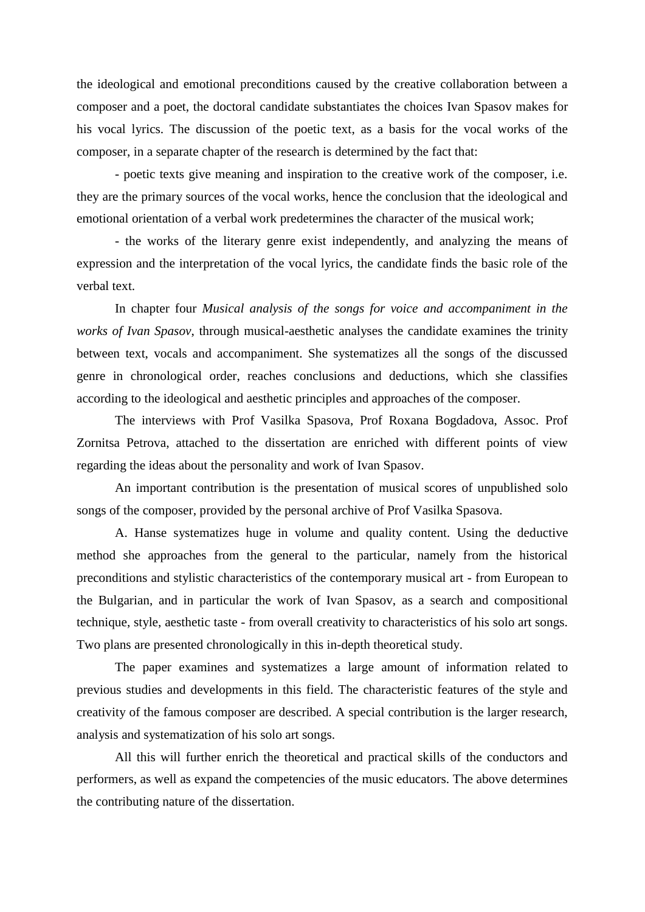the ideological and emotional preconditions caused by the creative collaboration between a composer and a poet, the doctoral candidate substantiates the choices Ivan Spasov makes for his vocal lyrics. The discussion of the poetic text, as a basis for the vocal works of the composer, in a separate chapter of the research is determined by the fact that:

- poetic texts give meaning and inspiration to the creative work of the composer, i.e. they are the primary sources of the vocal works, hence the conclusion that the ideological and emotional orientation of a verbal work predetermines the character of the musical work;

- the works of the literary genre exist independently, and analyzing the means of expression and the interpretation of the vocal lyrics, the candidate finds the basic role of the verbal text.

In chapter four *Musical analysis of the songs for voice and accompaniment in the works of Ivan Spasov*, through musical-aesthetic analyses the candidate examines the trinity between text, vocals and accompaniment. She systematizes all the songs of the discussed genre in chronological order, reaches conclusions and deductions, which she classifies according to the ideological and aesthetic principles and approaches of the composer.

The interviews with Prof Vasilka Spasova, Prof Roxana Bogdadova, Assoc. Prof Zornitsa Petrova, attached to the dissertation are enriched with different points of view regarding the ideas about the personality and work of Ivan Spasov.

An important contribution is the presentation of musical scores of unpublished solo songs of the composer, provided by the personal archive of Prof Vasilka Spasova.

A. Hanse systematizes huge in volume and quality content. Using the deductive method she approaches from the general to the particular, namely from the historical preconditions and stylistic characteristics of the contemporary musical art - from European to the Bulgarian, and in particular the work of Ivan Spasov, as a search and compositional technique, style, aesthetic taste - from overall creativity to characteristics of his solo art songs. Two plans are presented chronologically in this in-depth theoretical study.

The paper examines and systematizes a large amount of information related to previous studies and developments in this field. The characteristic features of the style and creativity of the famous composer are described. A special contribution is the larger research, analysis and systematization of his solo art songs.

All this will further enrich the theoretical and practical skills of the conductors and performers, as well as expand the competencies of the music educators. The above determines the contributing nature of the dissertation.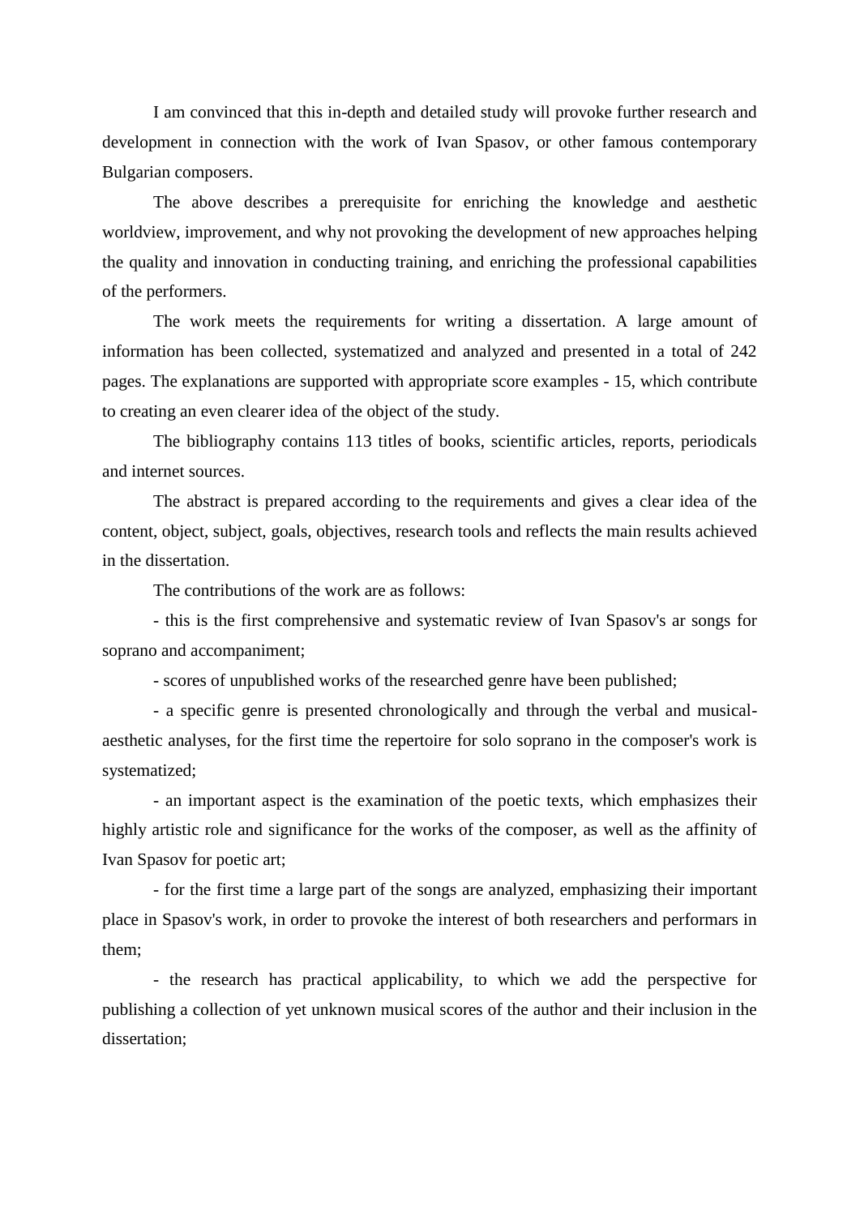I am convinced that this in-depth and detailed study will provoke further research and development in connection with the work of Ivan Spasov, or other famous contemporary Bulgarian composers.

The above describes a prerequisite for enriching the knowledge and aesthetic worldview, improvement, and why not provoking the development of new approaches helping the quality and innovation in conducting training, and enriching the professional capabilities of the performers.

The work meets the requirements for writing a dissertation. A large amount of information has been collected, systematized and analyzed and presented in a total of 242 pages. The explanations are supported with appropriate score examples - 15, which contribute to creating an even clearer idea of the object of the study.

The bibliography contains 113 titles of books, scientific articles, reports, periodicals and internet sources.

The abstract is prepared according to the requirements and gives a clear idea of the content, object, subject, goals, objectives, research tools and reflects the main results achieved in the dissertation.

The contributions of the work are as follows:

- this is the first comprehensive and systematic review of Ivan Spasov's ar songs for soprano and accompaniment;

- scores of unpublished works of the researched genre have been published;

- a specific genre is presented chronologically and through the verbal and musical-aesthetic analyses, for the first time the repertoire for solo soprano in the composer's work is systematized;

- an important aspect is the examination of the poetic texts, which emphasizes their highly artistic role and significance for the works of the composer, as well as the affinity of Ivan Spasov for poetic art;

- for the first time a large part of the songs are analyzed, emphasizing their important place in Spasov's work, in order to provoke the interest of both researchers and performars in them;

- the research has practical applicability, to which we add the perspective for publishing a collection of yet unknown musical scores of the author and their inclusion in the dissertation;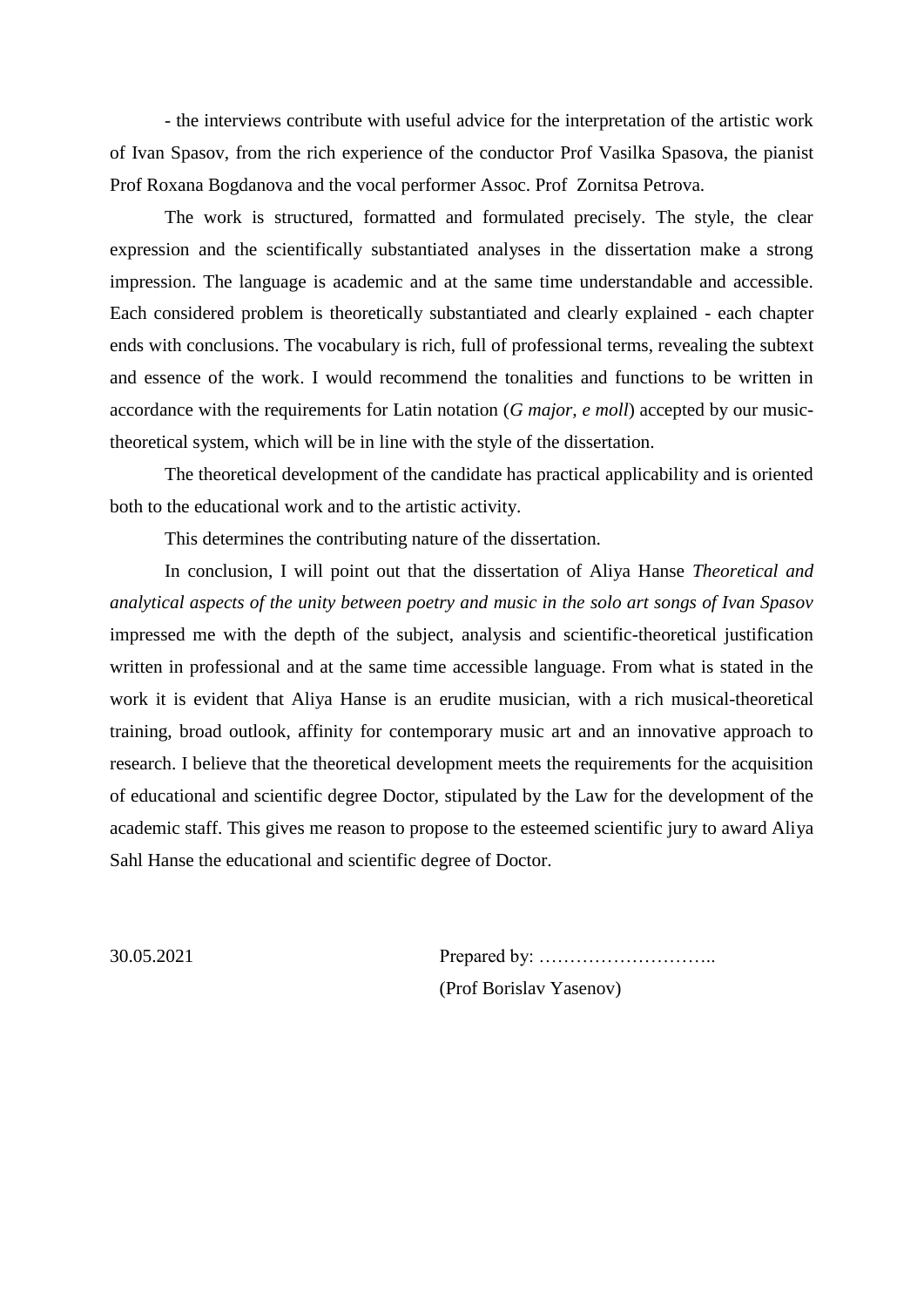- the interviews contribute with useful advice for the interpretation of the artistic work of Ivan Spasov, from the rich experience of the conductor Prof Vasilka Spasova, the pianist Prof Roxana Bogdanova and the vocal performer Assoc. Prof Zornitsa Petrova.

The work is structured, formatted and formulated precisely. The style, the clear expression and the scientifically substantiated analyses in the dissertation make a strong impression. The language is academic and at the same time understandable and accessible. Each considered problem is theoretically substantiated and clearly explained - each chapter ends with conclusions. The vocabulary is rich, full of professional terms, revealing the subtext and essence of the work. I would recommend the tonalities and functions to be written in accordance with the requirements for Latin notation (*G major, e moll*) accepted by our music-theoretical system, which will be in line with the style of the dissertation.

The theoretical development of the candidate has practical applicability and is oriented both to the educational work and to the artistic activity.

This determines the contributing nature of the dissertation.

In conclusion, I will point out that the dissertation of Aliya Hanse *Theoretical and analytical aspects of the unity between poetry and music in the solo art songs of Ivan Spasov* impressed me with the depth of the subject, analysis and scientific-theoretical justification written in professional and at the same time accessible language. From what is stated in the work it is evident that Aliya Hanse is an erudite musician, with a rich musical-theoretical training, broad outlook, affinity for contemporary music art and an innovative approach to research. I believe that the theoretical development meets the requirements for the acquisition of educational and scientific degree Doctor, stipulated by the Law for the development of the academic staff. This gives me reason to propose to the esteemed scientific jury to award Aliya Sahl Hanse the educational and scientific degree of Doctor.

30.05.2021

Prepared by: ………………………..

(Prof Borislav Yasenov)